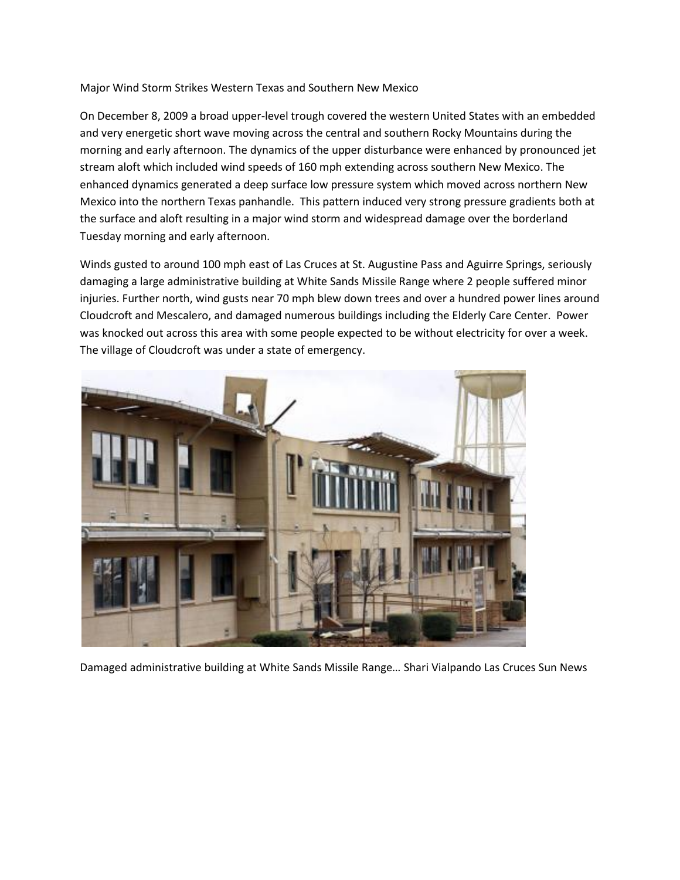# Major Wind Storm Strikes Western Texas and Southern New Mexico

On December 8, 2009 a broad upper-level trough covered the western United States with an embedded and very energetic short wave moving across the central and southern Rocky Mountains during the morning and early afternoon. The dynamics of the upper disturbance were enhanced by pronounced jet stream aloft which included wind speeds of 160 mph extending across southern New Mexico. The enhanced dynamics generated a deep surface low pressure system which moved across northern New Mexico into the northern Texas panhandle. This pattern induced very strong pressure gradients both at the surface and aloft resulting in a major wind storm and widespread damage over the borderland Tuesday morning and early afternoon.

Winds gusted to around 100 mph east of Las Cruces at St. Augustine Pass and Aguirre Springs, seriously damaging a large administrative building at White Sands Missile Range where 2 people suffered minor injuries. Further north, wind gusts near 70 mph blew down trees and over a hundred power lines around Cloudcroft and Mescalero, and damaged numerous buildings including the Elderly Care Center. Power was knocked out across this area with some people expected to be without electricity for over a week. The village of Cloudcroft was under a state of emergency.

Damaged administrative building at White Sands Missile Range… Shari Vialpando Las Cruces Sun News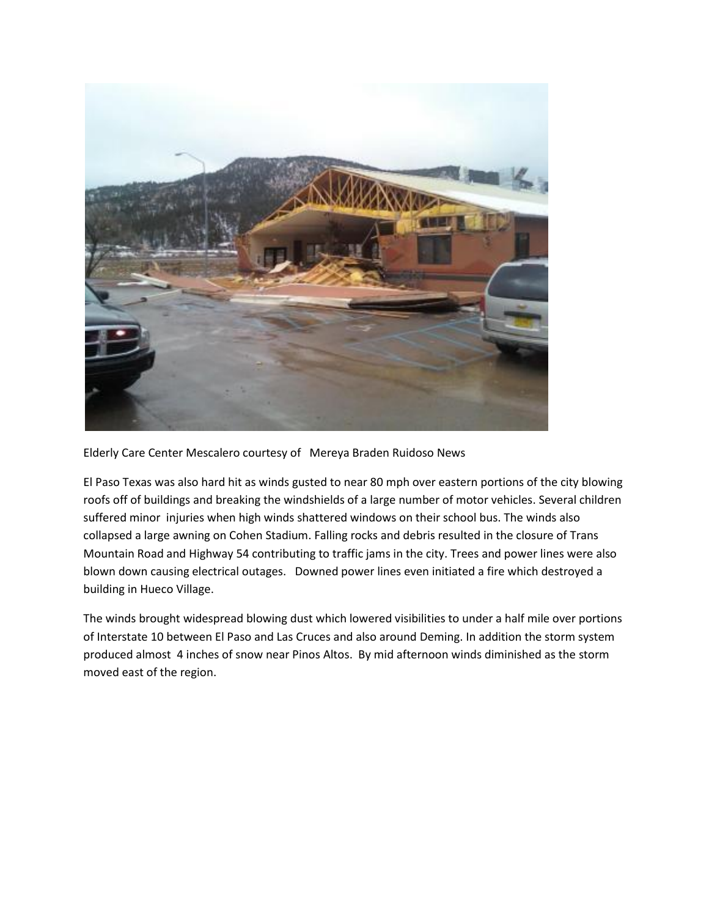Elderly Care Center Mescalero courtesy of Mereya Braden Ruidoso News

El Paso Texas was also hard hit as winds gusted to near 80 mph over eastern portions of the city blowing roofs off of buildings and breaking the windshields of a large number of motor vehicles. Several children suffered minor injuries when high winds shattered windows on their school bus. The winds also collapsed a large awning on Cohen Stadium. Falling rocks and debris resulted in the closure of Trans Mountain Road and Highway 54 contributing to traffic jams in the city. Trees and power lines were also blown down causing electrical outages. Downed power lines even initiated a fire which destroyed a building in Hueco Village.

The winds brought widespread blowing dust which lowered visibilities to under a half mile over portions of Interstate 10 between El Paso and Las Cruces and also around Deming. In addition the storm system produced almost 4 inches of snow near Pinos Altos. By mid afternoon winds diminished as the storm moved east of the region.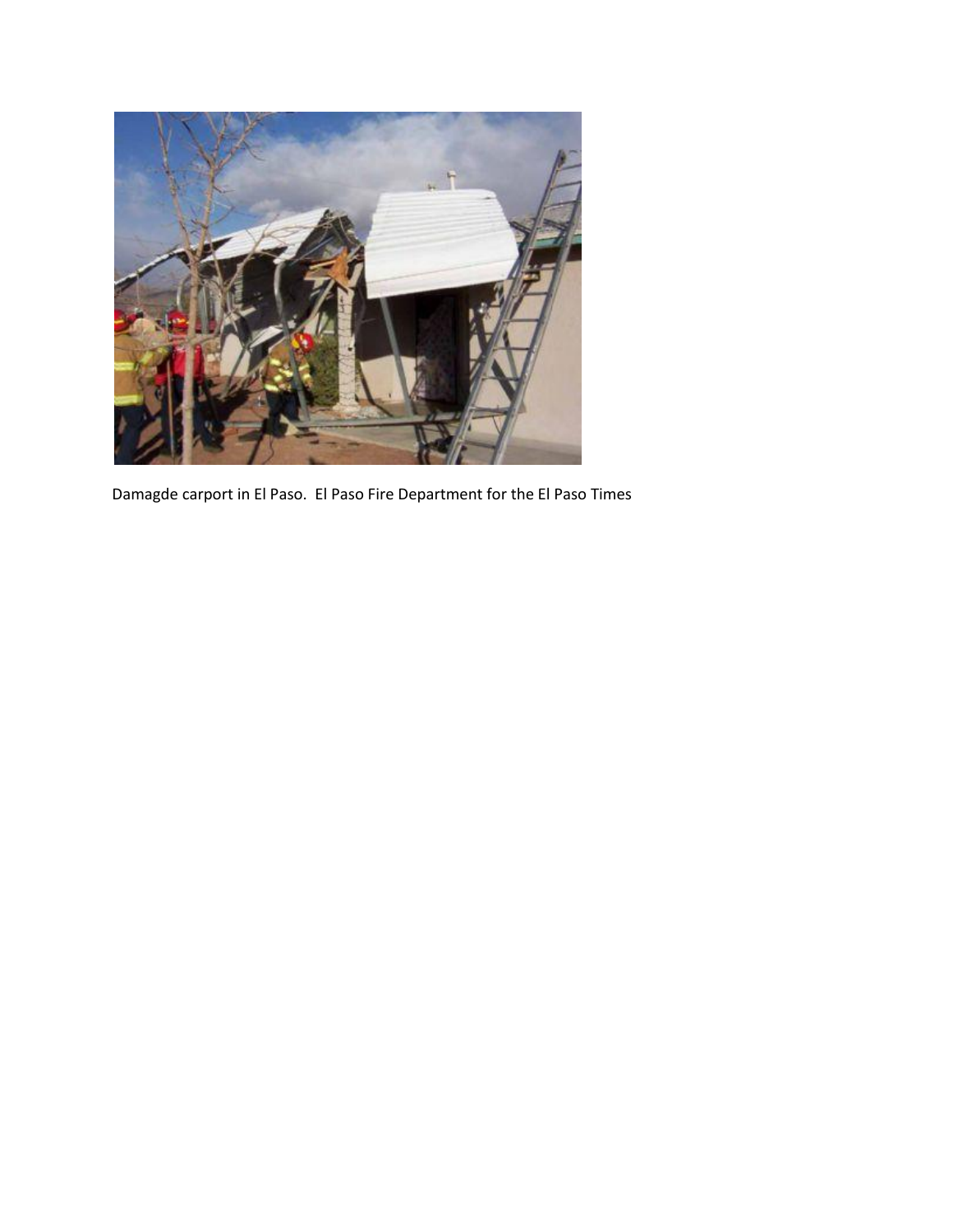Damagde carport in El Paso.  El Paso Fire Department for the El Paso Times